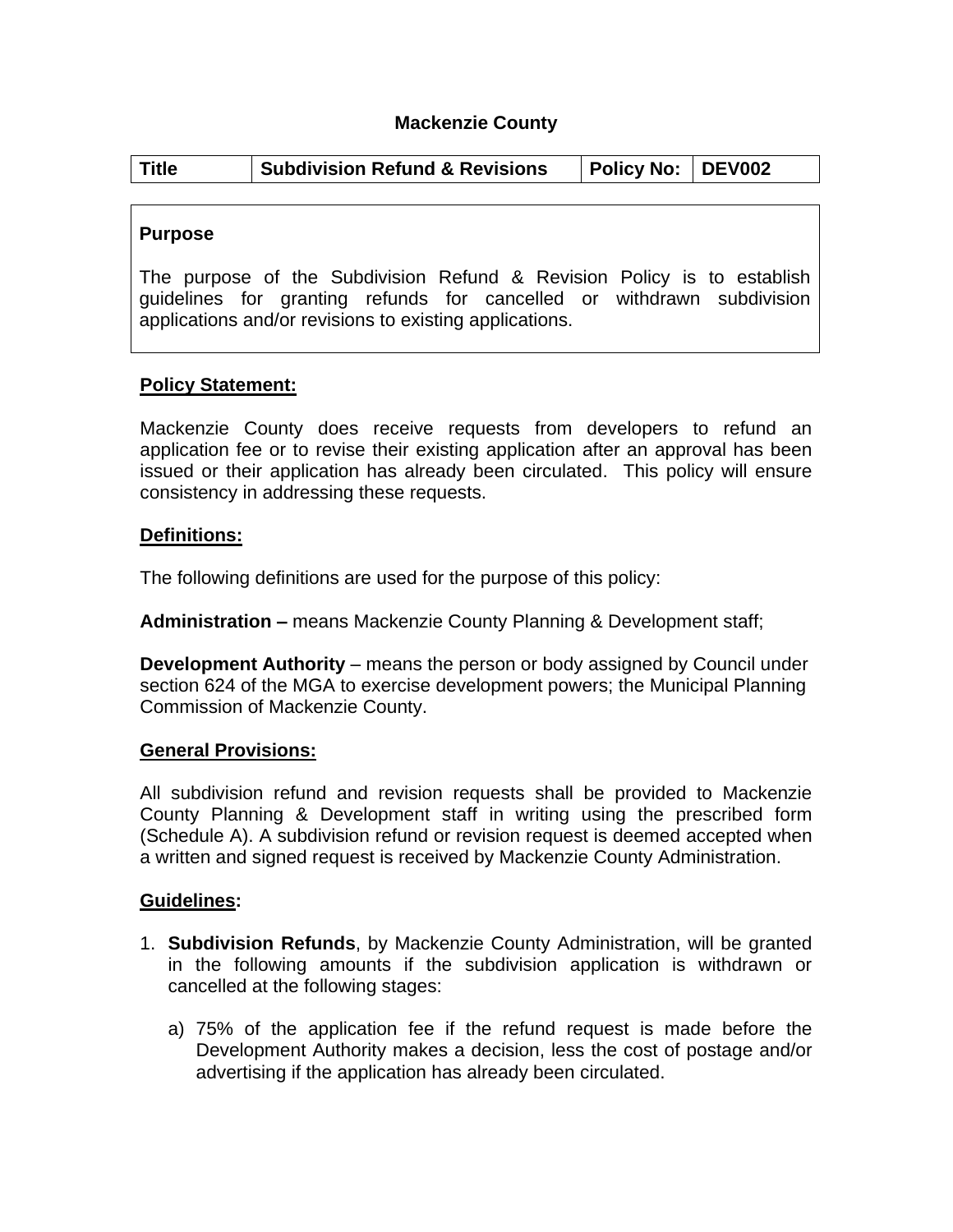# Mackenzie County

| Title | Subdivision Refund & Revisions | Policy No: | DEV002 |
|---|---|---|---|

## Purpose

The purpose of the Subdivision Refund & Revision Policy is to establish guidelines for granting refunds for cancelled or withdrawn subdivision applications and/or revisions to existing applications.

## Policy Statement:

Mackenzie County does receive requests from developers to refund an application fee or to revise their existing application after an approval has been issued or their application has already been circulated. This policy will ensure consistency in addressing these requests.

## Definitions:

The following definitions are used for the purpose of this policy:

**Administration –** means Mackenzie County Planning & Development staff;

**Development Authority** – means the person or body assigned by Council under section 624 of the MGA to exercise development powers; the Municipal Planning Commission of Mackenzie County.

## General Provisions:

All subdivision refund and revision requests shall be provided to Mackenzie County Planning & Development staff in writing using the prescribed form (Schedule A). A subdivision refund or revision request is deemed accepted when a written and signed request is received by Mackenzie County Administration.

## Guidelines:

1. **Subdivision Refunds**, by Mackenzie County Administration, will be granted in the following amounts if the subdivision application is withdrawn or cancelled at the following stages:

   a) 75% of the application fee if the refund request is made before the Development Authority makes a decision, less the cost of postage and/or advertising if the application has already been circulated.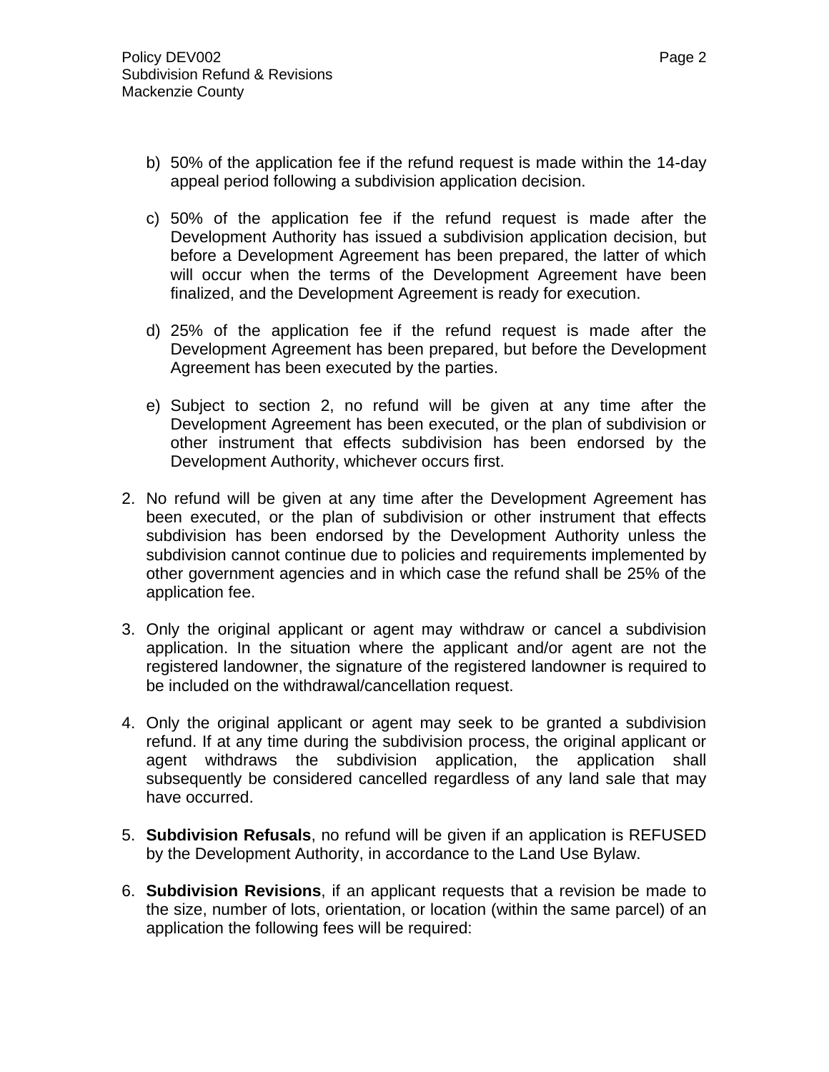b) 50% of the application fee if the refund request is made within the 14-day appeal period following a subdivision application decision.

c) 50% of the application fee if the refund request is made after the Development Authority has issued a subdivision application decision, but before a Development Agreement has been prepared, the latter of which will occur when the terms of the Development Agreement have been finalized, and the Development Agreement is ready for execution.

d) 25% of the application fee if the refund request is made after the Development Agreement has been prepared, but before the Development Agreement has been executed by the parties.

e) Subject to section 2, no refund will be given at any time after the Development Agreement has been executed, or the plan of subdivision or other instrument that effects subdivision has been endorsed by the Development Authority, whichever occurs first.

2. No refund will be given at any time after the Development Agreement has been executed, or the plan of subdivision or other instrument that effects subdivision has been endorsed by the Development Authority unless the subdivision cannot continue due to policies and requirements implemented by other government agencies and in which case the refund shall be 25% of the application fee.

3. Only the original applicant or agent may withdraw or cancel a subdivision application. In the situation where the applicant and/or agent are not the registered landowner, the signature of the registered landowner is required to be included on the withdrawal/cancellation request.

4. Only the original applicant or agent may seek to be granted a subdivision refund. If at any time during the subdivision process, the original applicant or agent withdraws the subdivision application, the application shall subsequently be considered cancelled regardless of any land sale that may have occurred.

5. **Subdivision Refusals**, no refund will be given if an application is REFUSED by the Development Authority, in accordance to the Land Use Bylaw.

6. **Subdivision Revisions**, if an applicant requests that a revision be made to the size, number of lots, orientation, or location (within the same parcel) of an application the following fees will be required: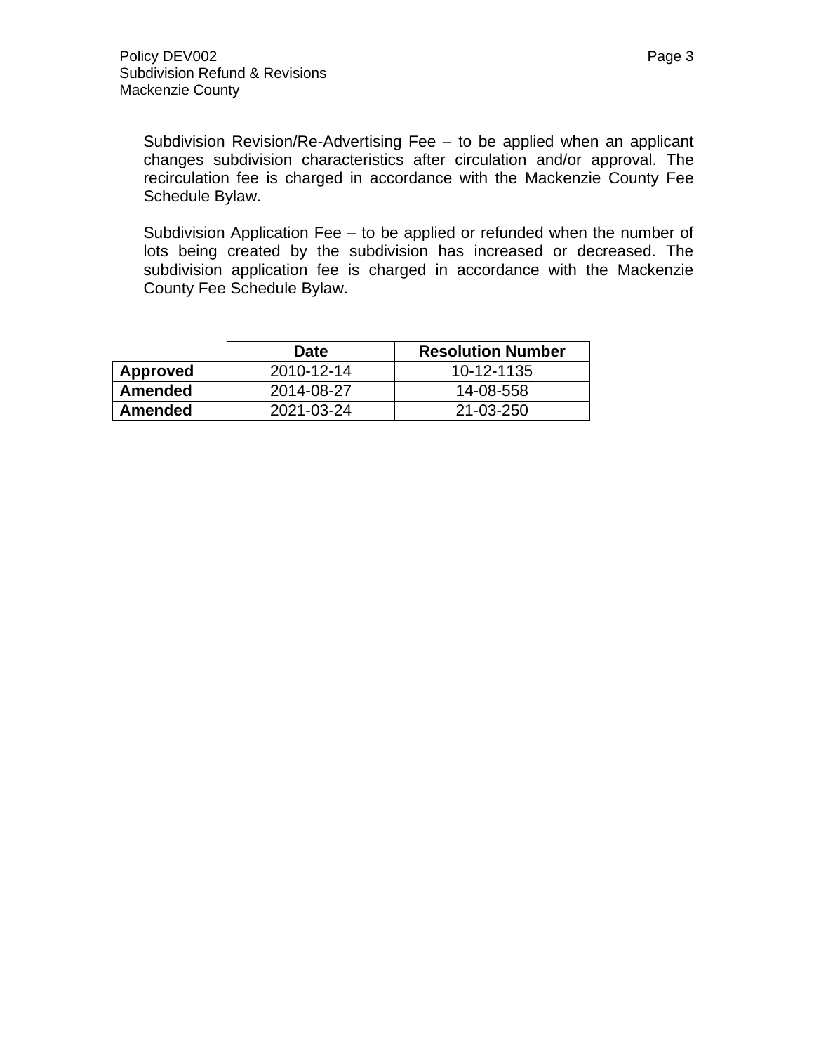Subdivision Revision/Re-Advertising Fee – to be applied when an applicant changes subdivision characteristics after circulation and/or approval. The recirculation fee is charged in accordance with the Mackenzie County Fee Schedule Bylaw.

Subdivision Application Fee – to be applied or refunded when the number of lots being created by the subdivision has increased or decreased. The subdivision application fee is charged in accordance with the Mackenzie County Fee Schedule Bylaw.

| | Date | Resolution Number |
|---|---|---|
| **Approved** | 2010-12-14 | 10-12-1135 |
| **Amended** | 2014-08-27 | 14-08-558 |
| **Amended** | 2021-03-24 | 21-03-250 |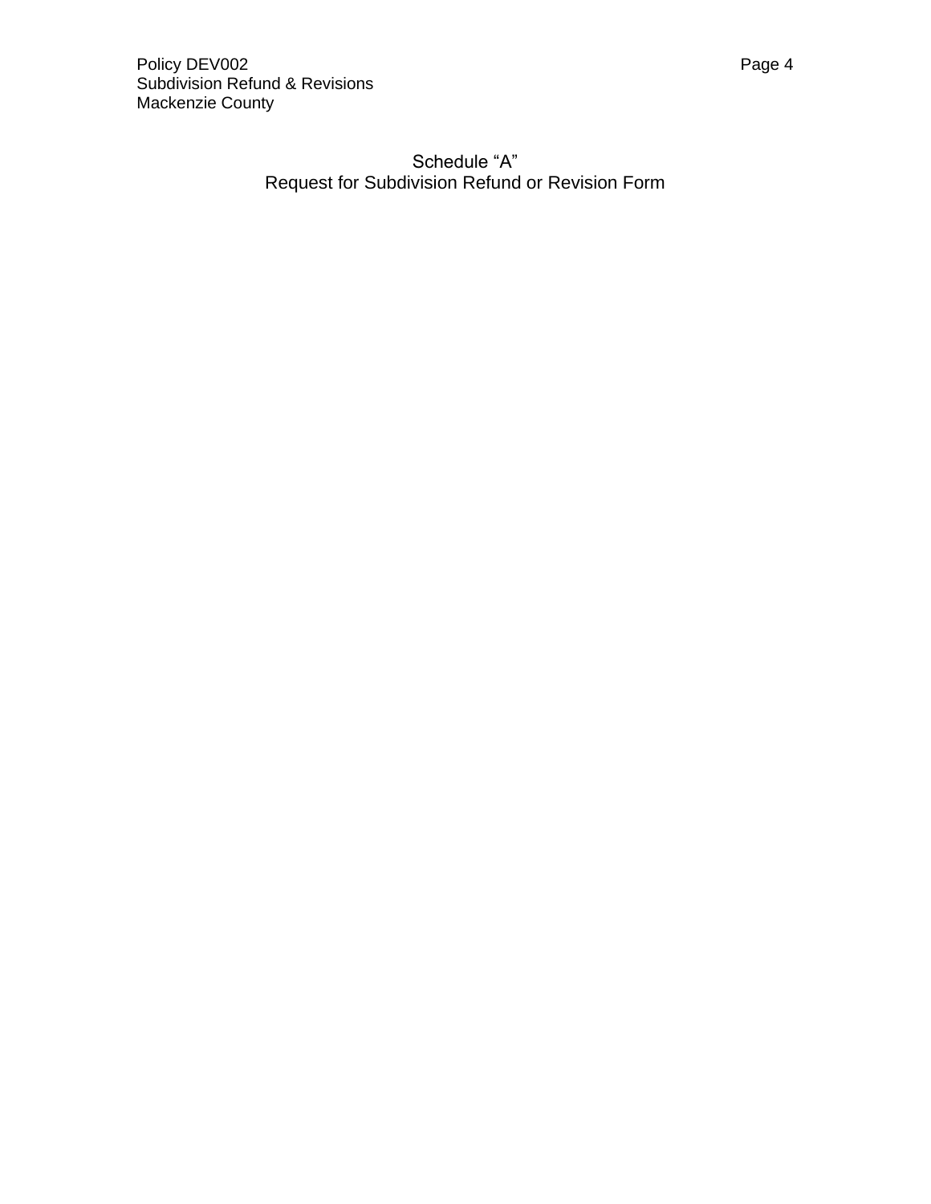## Schedule "A"

## Request for Subdivision Refund or Revision Form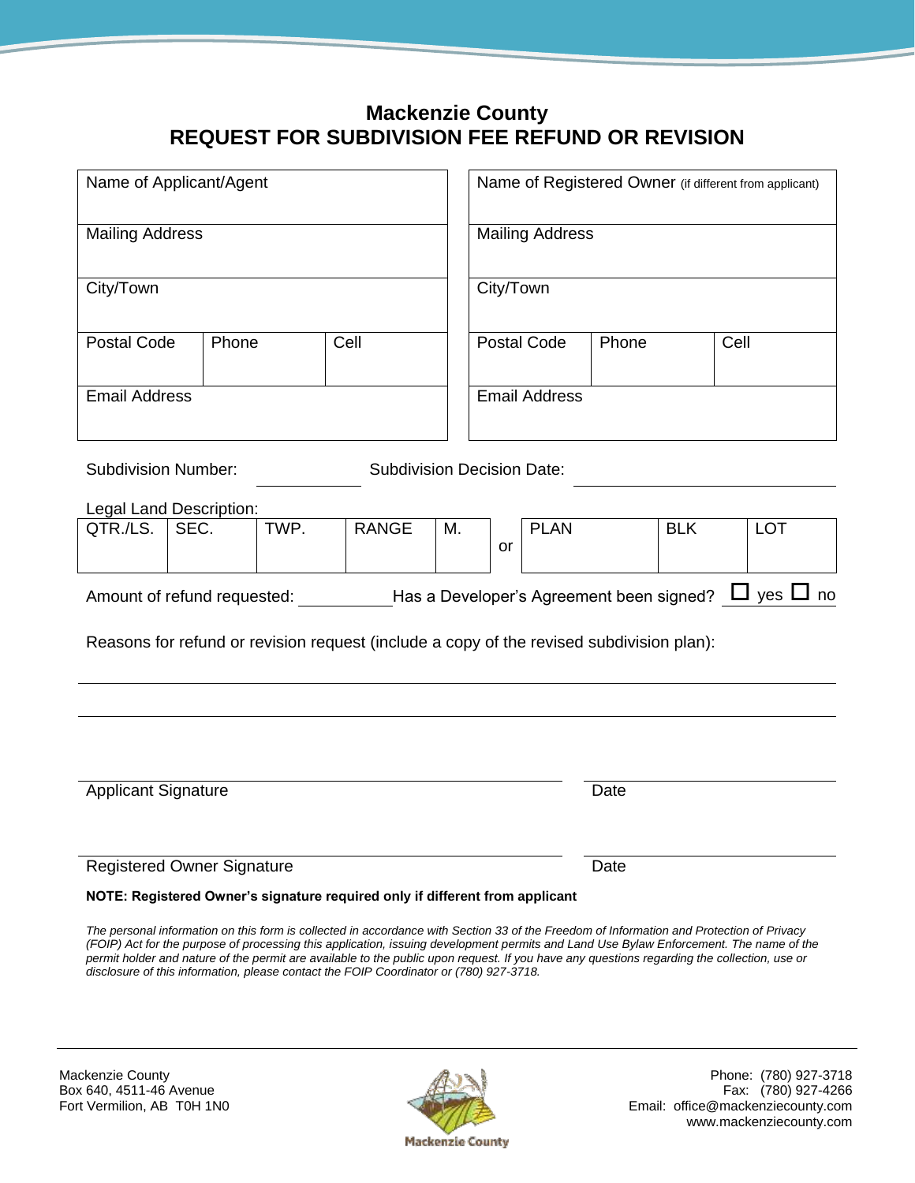# Mackenzie County
# REQUEST FOR SUBDIVISION FEE REFUND OR REVISION

| Name of Applicant/Agent | | |
|---|---|---|
| Mailing Address | | |
| City/Town | | |
| Postal Code | Phone | Cell |
| Email Address | | |

| Name of Registered Owner (if different from applicant) | | |
|---|---|---|
| Mailing Address | | |
| City/Town | | |
| Postal Code | Phone | Cell |
| Email Address | | |

Subdivision Number: ____________ Subdivision Decision Date: ____________________

Legal Land Description:

| QTR./LS. | SEC. | TWP. | RANGE | M. | or | PLAN | BLK | LOT |
|---|---|---|---|---|---|---|---|---|
| | | | | | | | | |

Amount of refund requested: ____________ Has a Developer's Agreement been signed? ☐ yes ☐ no

Reasons for refund or revision request (include a copy of the revised subdivision plan):

______________________________________________________________________________

______________________________________________________________________________

Applicant Signature ______________________________ Date ______________

Registered Owner Signature ______________________________ Date ______________

**NOTE: Registered Owner's signature required only if different from applicant**

*The personal information on this form is collected in accordance with Section 33 of the Freedom of Information and Protection of Privacy (FOIP) Act for the purpose of processing this application, issuing development permits and Land Use Bylaw Enforcement. The name of the permit holder and nature of the permit are available to the public upon request. If you have any questions regarding the collection, use or disclosure of this information, please contact the FOIP Coordinator or (780) 927-3718.*

Mackenzie County
Box 640, 4511-46 Avenue
Fort Vermilion, AB T0H 1N0

Phone: (780) 927-3718
Fax: (780) 927-4266
Email: office@mackenziecounty.com
www.mackenziecounty.com